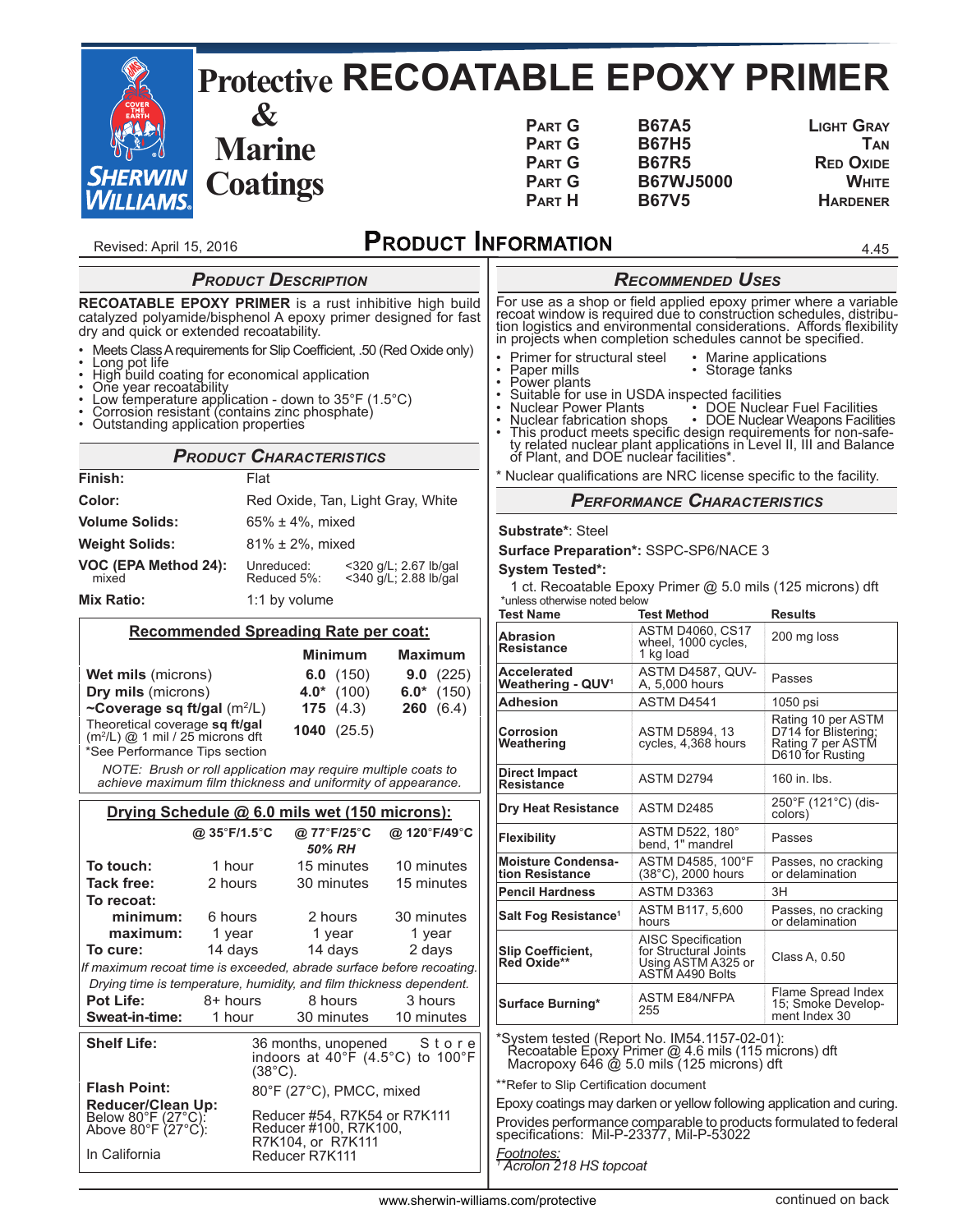# Protective & Marine Coatings

# RECOATABLE EPOXY PRIMER

| | | |
|---|---|---|
| PART G | B67A5 | LIGHT GRAY |
| PART G | B67H5 | TAN |
| PART G | B67R5 | RED OXIDE |
| PART G | B67WJ5000 | WHITE |
| PART H | B67V5 | HARDENER |

Revised: April 15, 2016

## PRODUCT INFORMATION

4.45

### PRODUCT DESCRIPTION

**RECOATABLE EPOXY PRIMER** is a rust inhibitive high build catalyzed polyamide/bisphenol A epoxy primer designed for fast dry and quick or extended recoatability.

- Meets Class A requirements for Slip Coefficient, .50 (Red Oxide only)
- Long pot life
- High build coating for economical application
- One year recoatability
- Low temperature application - down to 35°F (1.5°C)
- Corrosion resistant (contains zinc phosphate)
- Outstanding application properties

### PRODUCT CHARACTERISTICS

**Finish:** Flat

**Color:** Red Oxide, Tan, Light Gray, White

**Volume Solids:** 65% ± 4%, mixed

**Weight Solids:** 81% ± 2%, mixed

**VOC (EPA Method 24):** mixed
Unreduced: <320 g/L; 2.67 lb/gal
Reduced 5%: <340 g/L; 2.88 lb/gal

**Mix Ratio:** 1:1 by volume

**Recommended Spreading Rate per coat:**

| | Minimum | Maximum |
|---|---|---|
| **Wet mils** (microns) | **6.0** (150) | **9.0** (225) |
| **Dry mils** (microns) | **4.0*** (100) | **6.0*** (150) |
| **~Coverage sq ft/gal** (m²/L) | **175** (4.3) | **260** (6.4) |
| Theoretical coverage **sq ft/gal** (m²/L) @ 1 mil / 25 microns dft | **1040** (25.5) | |

*See Performance Tips section

*NOTE: Brush or roll application may require multiple coats to achieve maximum film thickness and uniformity of appearance.*

**Drying Schedule @ 6.0 mils wet (150 microns):**

| | @ 35°F/1.5°C | @ 77°F/25°C 50% RH | @ 120°F/49°C |
|---|---|---|---|
| **To touch:** | 1 hour | 15 minutes | 10 minutes |
| **Tack free:** | 2 hours | 30 minutes | 15 minutes |
| **To recoat:** | | | |
| **minimum:** | 6 hours | 2 hours | 30 minutes |
| **maximum:** | 1 year | 1 year | 1 year |
| **To cure:** | 14 days | 14 days | 2 days |

*If maximum recoat time is exceeded, abrade surface before recoating.*
*Drying time is temperature, humidity, and film thickness dependent.*

| | @ 35°F/1.5°C | @ 77°F/25°C | @ 120°F/49°C |
|---|---|---|---|
| **Pot Life:** | 8+ hours | 8 hours | 3 hours |
| **Sweat-in-time:** | 1 hour | 30 minutes | 10 minutes |

**Shelf Life:** 36 months, unopened. Store indoors at 40°F (4.5°C) to 100°F (38°C).

**Flash Point:** 80°F (27°C), PMCC, mixed

**Reducer/Clean Up:**
Below 80°F (27°C): Reducer #54, R7K54 or R7K111
Above 80°F (27°C): Reducer #100, R7K100, R7K104, or R7K111
In California: Reducer R7K111

### RECOMMENDED USES

For use as a shop or field applied epoxy primer where a variable recoat window is required due to construction schedules, distribution logistics and environmental considerations. Affords flexibility in projects when completion schedules cannot be specified.

- Primer for structural steel
- Marine applications
- Paper mills
- Storage tanks
- Power plants
- Suitable for use in USDA inspected facilities
- Nuclear Power Plants
- DOE Nuclear Fuel Facilities
- Nuclear fabrication shops
- DOE Nuclear Weapons Facilities
- This product meets specific design requirements for non-safety related nuclear plant applications in Level II, III and Balance of Plant, and DOE nuclear facilities*.

\* Nuclear qualifications are NRC license specific to the facility.

### PERFORMANCE CHARACTERISTICS

**Substrate***: Steel

**Surface Preparation***: SSPC-SP6/NACE 3

**System Tested***:
1 ct. Recoatable Epoxy Primer @ 5.0 mils (125 microns) dft
*unless otherwise noted below

| Test Name | Test Method | Results |
|---|---|---|
| Abrasion Resistance | ASTM D4060, CS17 wheel, 1000 cycles, 1 kg load | 200 mg loss |
| Accelerated Weathering - QUV[1] | ASTM D4587, QUV-A, 5,000 hours | Passes |
| Adhesion | ASTM D4541 | 1050 psi |
| Corrosion Weathering | ASTM D5894, 13 cycles, 4,368 hours | Rating 10 per ASTM D714 for Blistering; Rating 7 per ASTM D610 for Rusting |
| Direct Impact Resistance | ASTM D2794 | 160 in. lbs. |
| Dry Heat Resistance | ASTM D2485 | 250°F (121°C) (discolors) |
| Flexibility | ASTM D522, 180° bend, 1" mandrel | Passes |
| Moisture Condensation Resistance | ASTM D4585, 100°F (38°C), 2000 hours | Passes, no cracking or delamination |
| Pencil Hardness | ASTM D3363 | 3H |
| Salt Fog Resistance[1] | ASTM B117, 5,600 hours | Passes, no cracking or delamination |
| Slip Coefficient, Red Oxide** | AISC Specification for Structural Joints Using ASTM A325 or ASTM A490 Bolts | Class A, 0.50 |
| Surface Burning* | ASTM E84/NFPA 255 | Flame Spread Index 15; Smoke Development Index 30 |

*System tested (Report No. IM54.1157-02-01):
Recoatable Epoxy Primer @ 4.6 mils (115 microns) dft
Macropoxy 646 @ 5.0 mils (125 microns) dft

**Refer to Slip Certification document

Epoxy coatings may darken or yellow following application and curing.

Provides performance comparable to products formulated to federal specifications: Mil-P-23377, Mil-P-53022

*Footnotes:*
[1] *Acrolon 218 HS topcoat*

www.sherwin-williams.com/protective

continued on back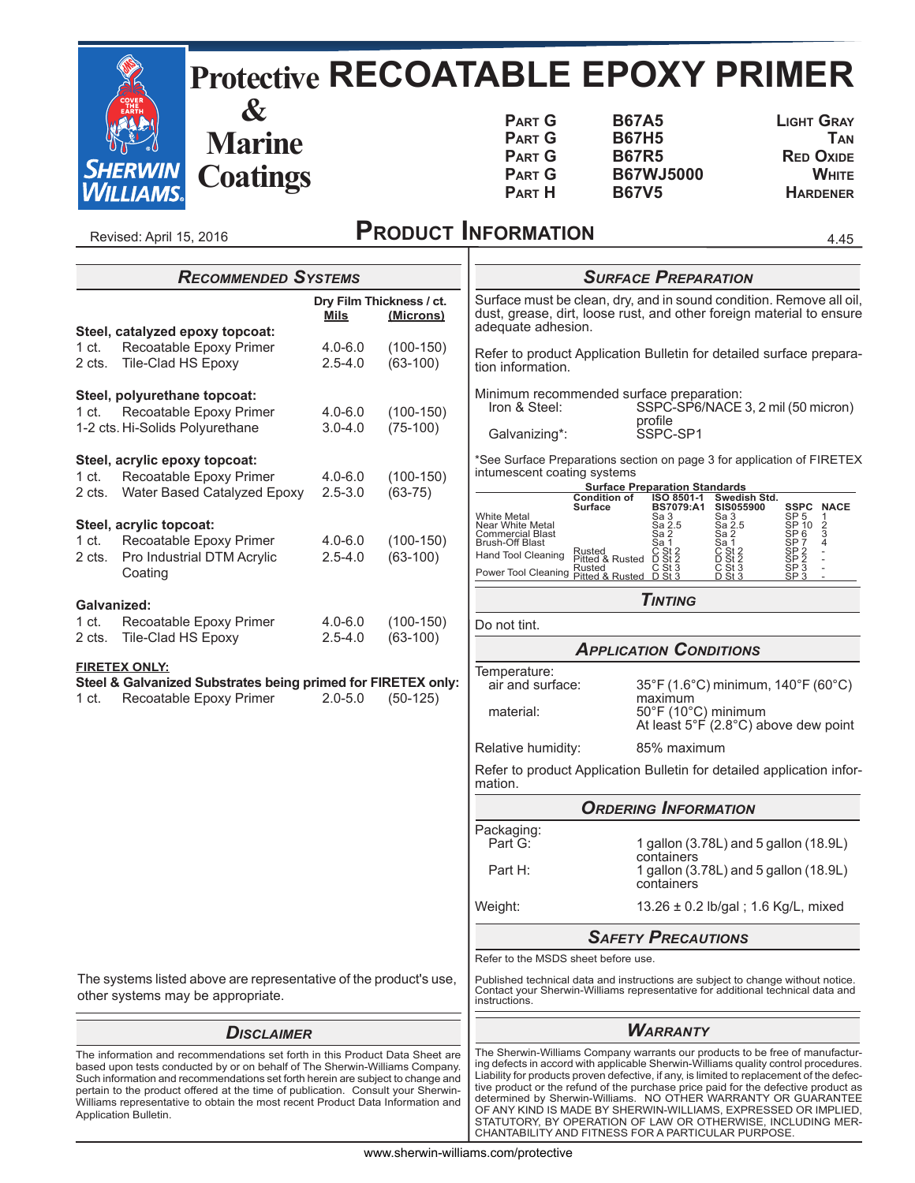# Protective & Marine Coatings

# RECOATABLE EPOXY PRIMER

| | | |
|---|---|---|
| Part G | B67A5 | Light Gray |
| Part G | B67H5 | Tan |
| Part G | B67R5 | Red Oxide |
| Part G | B67WJ5000 | White |
| Part H | B67V5 | Hardener |

Revised: April 15, 2016

## Product Information

4.45

### Recommended Systems

| | Dry Film Thickness / ct. Mils | (Microns) |
|---|---|---|
| **Steel, catalyzed epoxy topcoat:** | | |
| 1 ct. Recoatable Epoxy Primer | 4.0-6.0 | (100-150) |
| 2 cts. Tile-Clad HS Epoxy | 2.5-4.0 | (63-100) |
| **Steel, polyurethane topcoat:** | | |
| 1 ct. Recoatable Epoxy Primer | 4.0-6.0 | (100-150) |
| 1-2 cts. Hi-Solids Polyurethane | 3.0-4.0 | (75-100) |
| **Steel, acrylic epoxy topcoat:** | | |
| 1 ct. Recoatable Epoxy Primer | 4.0-6.0 | (100-150) |
| 2 cts. Water Based Catalyzed Epoxy | 2.5-3.0 | (63-75) |
| **Steel, acrylic topcoat:** | | |
| 1 ct. Recoatable Epoxy Primer | 4.0-6.0 | (100-150) |
| 2 cts. Pro Industrial DTM Acrylic Coating | 2.5-4.0 | (63-100) |
| **Galvanized:** | | |
| 1 ct. Recoatable Epoxy Primer | 4.0-6.0 | (100-150) |
| 2 cts. Tile-Clad HS Epoxy | 2.5-4.0 | (63-100) |
| **FIRETEX ONLY:** | | |
| **Steel & Galvanized Substrates being primed for FIRETEX only:** | | |
| 1 ct. Recoatable Epoxy Primer | 2.0-5.0 | (50-125) |

The systems listed above are representative of the product's use, other systems may be appropriate.

### Disclaimer

The information and recommendations set forth in this Product Data Sheet are based upon tests conducted by or on behalf of The Sherwin-Williams Company. Such information and recommendations set forth herein are subject to change and pertain to the product offered at the time of publication. Consult your Sherwin-Williams representative to obtain the most recent Product Data Information and Application Bulletin.

### Surface Preparation

Surface must be clean, dry, and in sound condition. Remove all oil, dust, grease, dirt, loose rust, and other foreign material to ensure adequate adhesion.

Refer to product Application Bulletin for detailed surface preparation information.

Minimum recommended surface preparation:

- Iron & Steel: SSPC-SP6/NACE 3, 2 mil (50 micron) profile
- Galvanizing*: SSPC-SP1

*See Surface Preparations section on page 3 for application of FIRETEX intumescent coating systems

**Surface Preparation Standards**

| | Condition of Surface | ISO 8501-1 BS7079:A1 | Swedish Std. SIS055900 | SSPC | NACE |
|---|---|---|---|---|---|
| White Metal | | Sa 3 | Sa 3 | SP 5 | 1 |
| Near White Metal | | Sa 2.5 | Sa 2.5 | SP 10 | 2 |
| Commercial Blast | | Sa 2 | Sa 2 | SP 6 | 3 |
| Brush-Off Blast | | Sa 1 | Sa 1 | SP 7 | 4 |
| Hand Tool Cleaning | Rusted | C St 2 | C St 2 | SP 2 | - |
| | Pitted & Rusted | D St 2 | D St 2 | SP 2 | - |
| Power Tool Cleaning | Rusted | C St 3 | C St 3 | SP 3 | - |
| | Pitted & Rusted | D St 3 | D St 3 | SP 3 | - |

### Tinting

Do not tint.

### Application Conditions

Temperature:

- air and surface: 35°F (1.6°C) minimum, 140°F (60°C) maximum
- material: 50°F (10°C) minimum

At least 5°F (2.8°C) above dew point

Relative humidity: 85% maximum

Refer to product Application Bulletin for detailed application information.

### Ordering Information

Packaging:

- Part G: 1 gallon (3.78L) and 5 gallon (18.9L) containers
- Part H: 1 gallon (3.78L) and 5 gallon (18.9L) containers

Weight: 13.26 ± 0.2 lb/gal ; 1.6 Kg/L, mixed

### Safety Precautions

Refer to the MSDS sheet before use.

Published technical data and instructions are subject to change without notice. Contact your Sherwin-Williams representative for additional technical data and instructions.

### Warranty

The Sherwin-Williams Company warrants our products to be free of manufacturing defects in accord with applicable Sherwin-Williams quality control procedures. Liability for products proven defective, if any, is limited to replacement of the defective product or the refund of the purchase price paid for the defective product as determined by Sherwin-Williams. NO OTHER WARRANTY OR GUARANTEE OF ANY KIND IS MADE BY SHERWIN-WILLIAMS, EXPRESSED OR IMPLIED, STATUTORY, BY OPERATION OF LAW OR OTHERWISE, INCLUDING MERCHANTABILITY AND FITNESS FOR A PARTICULAR PURPOSE.

www.sherwin-williams.com/protective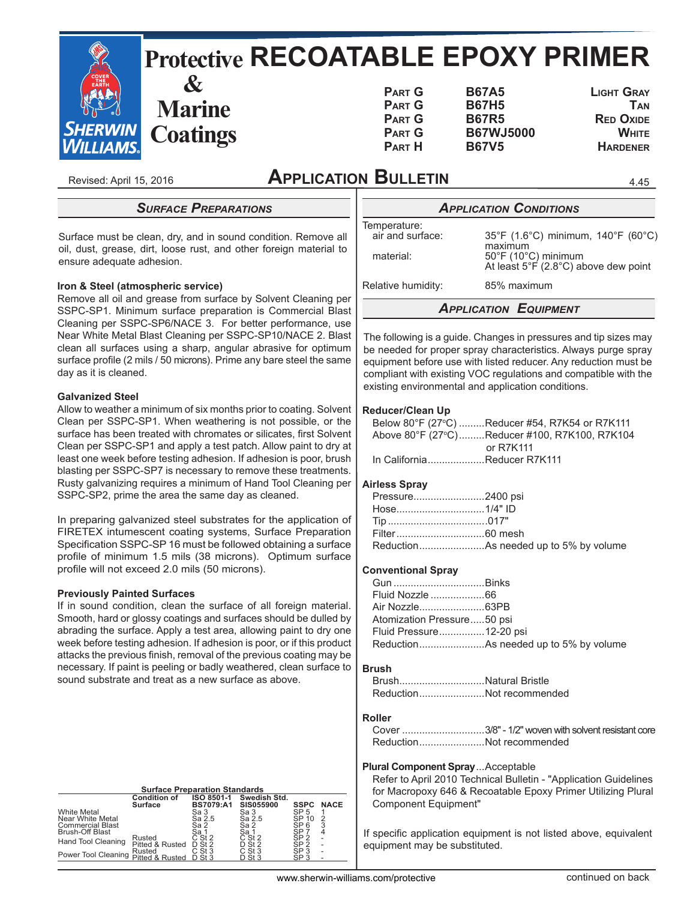# Protective & Marine Coatings

# RECOATABLE EPOXY PRIMER

| | | |
|---|---|---|
| PART G | B67A5 | LIGHT GRAY |
| PART G | B67H5 | TAN |
| PART G | B67R5 | RED OXIDE |
| PART G | B67WJ5000 | WHITE |
| PART H | B67V5 | HARDENER |

Revised: April 15, 2016

## APPLICATION BULLETIN

4.45

### SURFACE PREPARATIONS

Surface must be clean, dry, and in sound condition. Remove all oil, dust, grease, dirt, loose rust, and other foreign material to ensure adequate adhesion.

**Iron & Steel (atmospheric service)**
Remove all oil and grease from surface by Solvent Cleaning per SSPC-SP1. Minimum surface preparation is Commercial Blast Cleaning per SSPC-SP6/NACE 3. For better performance, use Near White Metal Blast Cleaning per SSPC-SP10/NACE 2. Blast clean all surfaces using a sharp, angular abrasive for optimum surface profile (2 mils / 50 microns). Prime any bare steel the same day as it is cleaned.

**Galvanized Steel**
Allow to weather a minimum of six months prior to coating. Solvent Clean per SSPC-SP1. When weathering is not possible, or the surface has been treated with chromates or silicates, first Solvent Clean per SSPC-SP1 and apply a test patch. Allow paint to dry at least one week before testing adhesion. If adhesion is poor, brush blasting per SSPC-SP7 is necessary to remove these treatments. Rusty galvanizing requires a minimum of Hand Tool Cleaning per SSPC-SP2, prime the area the same day as cleaned.

In preparing galvanized steel substrates for the application of FIRETEX intumescent coating systems, Surface Preparation Specification SSPC-SP 16 must be followed obtaining a surface profile of minimum 1.5 mils (38 microns). Optimum surface profile will not exceed 2.0 mils (50 microns).

**Previously Painted Surfaces**
If in sound condition, clean the surface of all foreign material. Smooth, hard or glossy coatings and surfaces should be dulled by abrading the surface. Apply a test area, allowing paint to dry one week before testing adhesion. If adhesion is poor, or if this product attacks the previous finish, removal of the previous coating may be necessary. If paint is peeling or badly weathered, clean surface to sound substrate and treat as a new surface as above.

**Surface Preparation Standards**

| | Condition of Surface | ISO 8501-1 BS7079:A1 | Swedish Std. SIS055900 | SSPC | NACE |
|---|---|---|---|---|---|
| White Metal | | Sa 3 | Sa 3 | SP 5 | 1 |
| Near White Metal | | Sa 2.5 | Sa 2.5 | SP 10 | 2 |
| Commercial Blast | | Sa 2 | Sa 2 | SP 6 | 3 |
| Brush-Off Blast | | Sa 1 | Sa 1 | SP 7 | 4 |
| Hand Tool Cleaning | Rusted | C St 2 | C St 2 | SP 2 | - |
| | Pitted & Rusted | D St 2 | D St 2 | SP 2 | - |
| Power Tool Cleaning | Rusted | C St 3 | C St 3 | SP 3 | - |
| | Pitted & Rusted | D St 3 | D St 3 | SP 3 | - |

### APPLICATION CONDITIONS

Temperature:
- air and surface: 35°F (1.6°C) minimum, 140°F (60°C) maximum
- material: 50°F (10°C) minimum

At least 5°F (2.8°C) above dew point

Relative humidity: 85% maximum

### APPLICATION EQUIPMENT

The following is a guide. Changes in pressures and tip sizes may be needed for proper spray characteristics. Always purge spray equipment before use with listed reducer. Any reduction must be compliant with existing VOC regulations and compatible with the existing environmental and application conditions.

**Reducer/Clean Up**
- Below 80°F (27°C) .........Reducer #54, R7K54 or R7K111
- Above 80°F (27°C).........Reducer #100, R7K100, R7K104 or R7K111
- In California....................Reducer R7K111

**Airless Spray**
- Pressure.........................2400 psi
- Hose...............................1/4" ID
- Tip..................................017"
- Filter...............................60 mesh
- Reduction.......................As needed up to 5% by volume

**Conventional Spray**
- Gun ................................Binks
- Fluid Nozzle ...................66
- Air Nozzle.......................63PB
- Atomization Pressure.....50 psi
- Fluid Pressure................12-20 psi
- Reduction.......................As needed up to 5% by volume

**Brush**
- Brush..............................Natural Bristle
- Reduction.......................Not recommended

**Roller**
- Cover .............................3/8" - 1/2" woven with solvent resistant core
- Reduction.......................Not recommended

**Plural Component Spray**...Acceptable
Refer to April 2010 Technical Bulletin - "Application Guidelines for Macropoxy 646 & Recoatable Epoxy Primer Utilizing Plural Component Equipment"

If specific application equipment is not listed above, equivalent equipment may be substituted.

www.sherwin-williams.com/protective

continued on back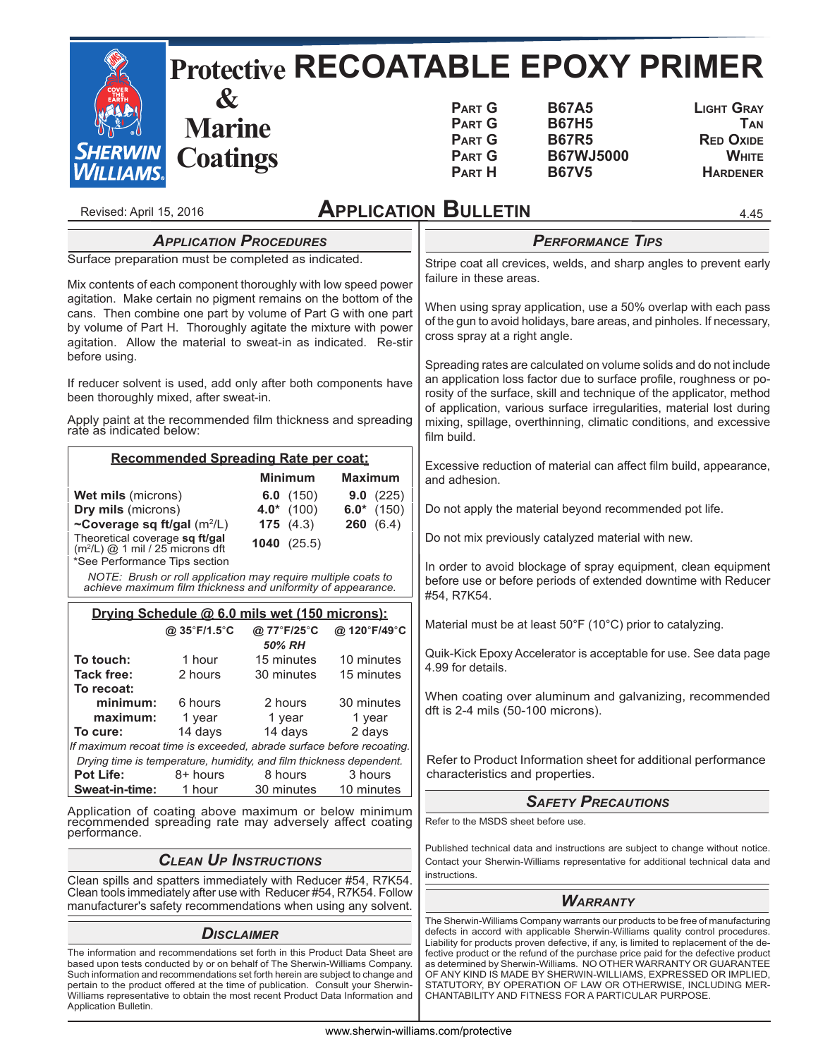# Protective & Marine Coatings

# RECOATABLE EPOXY PRIMER

| | | |
|---|---|---|
| Part G | B67A5 | Light Gray |
| Part G | B67H5 | Tan |
| Part G | B67R5 | Red Oxide |
| Part G | B67WJ5000 | White |
| Part H | B67V5 | Hardener |

Revised: April 15, 2016

## Application Bulletin

4.45

### Application Procedures

Surface preparation must be completed as indicated.

Mix contents of each component thoroughly with low speed power agitation. Make certain no pigment remains on the bottom of the cans. Then combine one part by volume of Part G with one part by volume of Part H. Thoroughly agitate the mixture with power agitation. Allow the material to sweat-in as indicated. Re-stir before using.

If reducer solvent is used, add only after both components have been thoroughly mixed, after sweat-in.

Apply paint at the recommended film thickness and spreading rate as indicated below:

**Recommended Spreading Rate per coat:**

| | Minimum | Maximum |
|---|---|---|
| **Wet mils** (microns) | **6.0** (150) | **9.0** (225) |
| **Dry mils** (microns) | **4.0*** (100) | **6.0*** (150) |
| **~Coverage sq ft/gal** ($m^2$/L) | **175** (4.3) | **260** (6.4) |
| Theoretical coverage **sq ft/gal** ($m^2$/L) @ 1 mil / 25 microns dft | **1040** (25.5) | |

*See Performance Tips section

*NOTE: Brush or roll application may require multiple coats to achieve maximum film thickness and uniformity of appearance.*

**Drying Schedule @ 6.0 mils wet (150 microns):**

| | @ 35°F/1.5°C | @ 77°F/25°C *50% RH* | @ 120°F/49°C |
|---|---|---|---|
| **To touch:** | 1 hour | 15 minutes | 10 minutes |
| **Tack free:** | 2 hours | 30 minutes | 15 minutes |
| **To recoat:** | | | |
| **minimum:** | 6 hours | 2 hours | 30 minutes |
| **maximum:** | 1 year | 1 year | 1 year |
| **To cure:** | 14 days | 14 days | 2 days |

*If maximum recoat time is exceeded, abrade surface before recoating.*

*Drying time is temperature, humidity, and film thickness dependent.*

| | | | |
|---|---|---|---|
| **Pot Life:** | 8+ hours | 8 hours | 3 hours |
| **Sweat-in-time:** | 1 hour | 30 minutes | 10 minutes |

Application of coating above maximum or below minimum recommended spreading rate may adversely affect coating performance.

### Clean Up Instructions

Clean spills and spatters immediately with Reducer #54, R7K54. Clean tools immediately after use with Reducer #54, R7K54. Follow manufacturer's safety recommendations when using any solvent.

### Disclaimer

The information and recommendations set forth in this Product Data Sheet are based upon tests conducted by or on behalf of The Sherwin-Williams Company. Such information and recommendations set forth herein are subject to change and pertain to the product offered at the time of publication. Consult your Sherwin-Williams representative to obtain the most recent Product Data Information and Application Bulletin.

### Performance Tips

Stripe coat all crevices, welds, and sharp angles to prevent early failure in these areas.

When using spray application, use a 50% overlap with each pass of the gun to avoid holidays, bare areas, and pinholes. If necessary, cross spray at a right angle.

Spreading rates are calculated on volume solids and do not include an application loss factor due to surface profile, roughness or porosity of the surface, skill and technique of the applicator, method of application, various surface irregularities, material lost during mixing, spillage, overthinning, climatic conditions, and excessive film build.

Excessive reduction of material can affect film build, appearance, and adhesion.

Do not apply the material beyond recommended pot life.

Do not mix previously catalyzed material with new.

In order to avoid blockage of spray equipment, clean equipment before use or before periods of extended downtime with Reducer #54, R7K54.

Material must be at least 50°F (10°C) prior to catalyzing.

Quik-Kick Epoxy Accelerator is acceptable for use. See data page 4.99 for details.

When coating over aluminum and galvanizing, recommended dft is 2-4 mils (50-100 microns).

Refer to Product Information sheet for additional performance characteristics and properties.

### Safety Precautions

Refer to the MSDS sheet before use.

Published technical data and instructions are subject to change without notice. Contact your Sherwin-Williams representative for additional technical data and instructions.

### Warranty

The Sherwin-Williams Company warrants our products to be free of manufacturing defects in accord with applicable Sherwin-Williams quality control procedures. Liability for products proven defective, if any, is limited to replacement of the defective product or the refund of the purchase price paid for the defective product as determined by Sherwin-Williams. NO OTHER WARRANTY OR GUARANTEE OF ANY KIND IS MADE BY SHERWIN-WILLIAMS, EXPRESSED OR IMPLIED, STATUTORY, BY OPERATION OF LAW OR OTHERWISE, INCLUDING MERCHANTABILITY AND FITNESS FOR A PARTICULAR PURPOSE.

www.sherwin-williams.com/protective